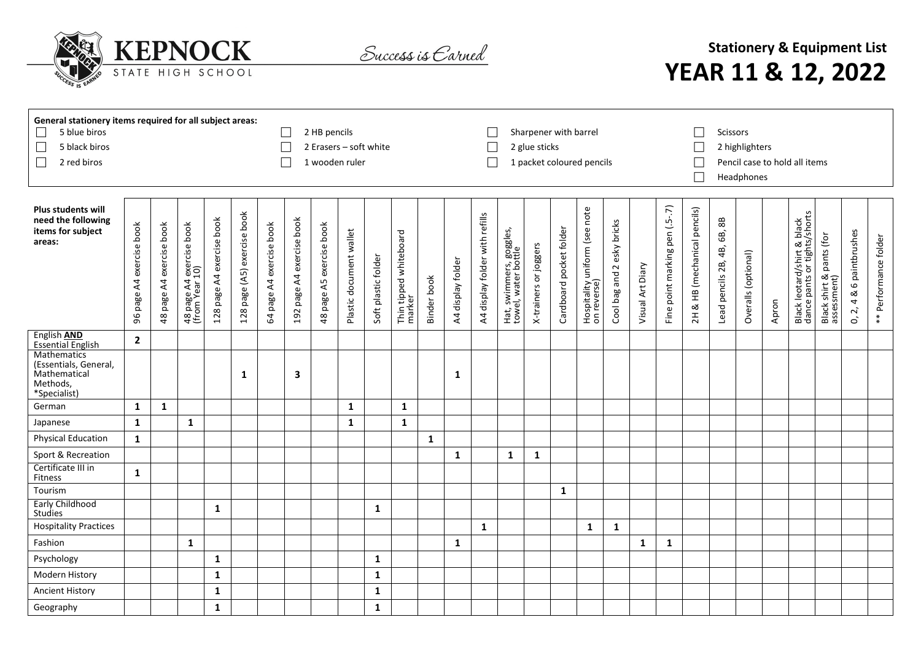# KEPNOCK STATE HIGH SCHOOL

*Success is Earned*

## Stationery & Equipment List

# YEAR 11 & 12, 2022

**General stationery items required for all subject areas:**

- [ ] 5 blue biros
- [ ] 5 black biros
- [ ] 2 red biros
- [ ] 2 HB pencils
- [ ] 2 Erasers – soft white
- [ ] 1 wooden ruler
- [ ] Sharpener with barrel
- [ ] 2 glue sticks
- [ ] 1 packet coloured pencils
- [ ] Scissors
- [ ] 2 highlighters
- [ ] Pencil case to hold all items
- [ ] Headphones

| Plus students will need the following items for subject areas: | 96 page A4 exercise book | 48 page A4 exercise book | 48 page A4 exercise book (from Year 10) | 128 page A4 exercise book | 128 page (A5) exercise book | 64 page A4 exercise book | 192 page A4 exercise book | 48 page A5 exercise book | Plastic document wallet | Soft plastic folder | Thin tipped whiteboard marker | Binder book | A4 display folder | A4 display folder with refills | Hat, swimmers, goggles, towel, water bottle | X-trainers or joggers | Cardboard pocket folder | Hospitality uniform (see note on reverse) | Cool bag and 2 esky bricks | Visual Art Diary | Fine point marking pen (.5-.7) | 2H & HB (mechanical pencils) | Lead pencils 2B, 4B, 6B, 8B | Overalls (optional) | Apron | Black leotard/shirt & black dance pants or tights/shorts | Black shirt & pants (for assessment) | 0, 2, 4 & 6 paintbrushes | ** Performance folder |
|---|---|---|---|---|---|---|---|---|---|---|---|---|---|---|---|---|---|---|---|---|---|---|---|---|---|---|---|---|---|
| English **AND** Essential English | 2 | | | | | | | | | | | | | | | | | | | | | | | | | | | | |
| Mathematics (Essentials, General, Mathematical Methods, *Specialist) | | | | | 1 | | 3 | | | | | | 1 | | | | | | | | | | | | | | | | |
| German | 1 | 1 | | | | | | | 1 | | 1 | | | | | | | | | | | | | | | | | | |
| Japanese | 1 | | 1 | | | | | | 1 | | 1 | | | | | | | | | | | | | | | | | | |
| Physical Education | 1 | | | | | | | | | | | 1 | | | | | | | | | | | | | | | | | |
| Sport & Recreation | | | | | | | | | | | | | 1 | | 1 | 1 | | | | | | | | | | | | | |
| Certificate III in Fitness | 1 | | | | | | | | | | | | | | | | | | | | | | | | | | | | |
| Tourism | | | | | | | | | | | | | | | | | 1 | | | | | | | | | | | | |
| Early Childhood Studies | | | | 1 | | | | | | 1 | | | | | | | | | | | | | | | | | | | |
| Hospitality Practices | | | | | | | | | | | | | | 1 | | | | 1 | 1 | | | | | | | | | | |
| Fashion | | | 1 | | | | | | | | | | 1 | | | | | | | 1 | 1 | | | | | | | | |
| Psychology | | | | 1 | | | | | | 1 | | | | | | | | | | | | | | | | | | | |
| Modern History | | | | 1 | | | | | | 1 | | | | | | | | | | | | | | | | | | | |
| Ancient History | | | | 1 | | | | | | 1 | | | | | | | | | | | | | | | | | | | |
| Geography | | | | 1 | | | | | | 1 | | | | | | | | | | | | | | | | | | | |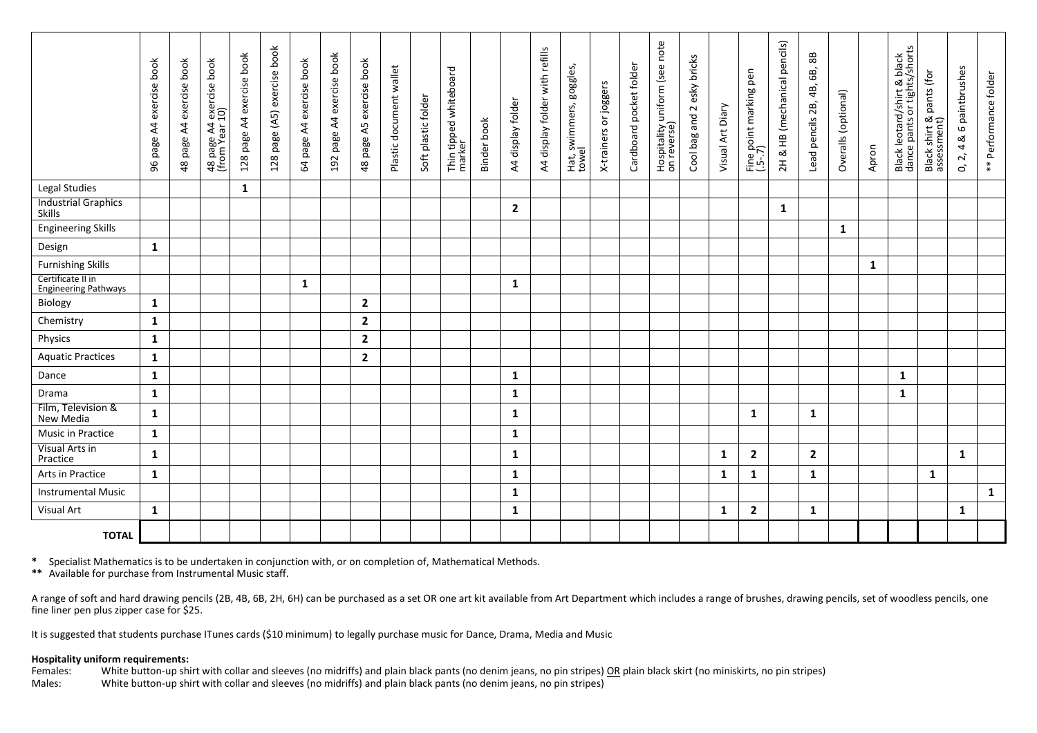| | 96 page A4 exercise book | 48 page A4 exercise book | 48 page A4 exercise book (from Year 10) | 128 page A4 exercise book | 128 page (A5) exercise book | 64 page A4 exercise book | 192 page A4 exercise book | 48 page A5 exercise book | Plastic document wallet | Soft plastic folder | Thin tipped whiteboard marker | Binder book | A4 display folder | A4 display folder with refills | Hat, swimmers, goggles, towel | X-trainers or joggers | Cardboard pocket folder | Hospitality uniform (see note on reverse) | Cool bag and 2 esky bricks | Visual Art Diary | Fine point marking pen (.5-.7) | 2H & HB (mechanical pencils) | Lead pencils 2B, 4B, 6B, 8B | Overalls (optional) | Apron | Black leotard/shirt & black dance pants or tights/shorts | Black shirt & pants (for assessment) | 0, 2, 4 & 6 paintbrushes | ** Performance folder |
|---|---|---|---|---|---|---|---|---|---|---|---|---|---|---|---|---|---|---|---|---|---|---|---|---|---|---|---|---|---|
| Legal Studies | | | | 1 | | | | | | | | | | | | | | | | | | | | | | | | | |
| Industrial Graphics Skills | | | | | | | | | | | | | 2 | | | | | | | | | 1 | | | | | | | |
| Engineering Skills | | | | | | | | | | | | | | | | | | | | | | | | 1 | | | | | |
| Design | 1 | | | | | | | | | | | | | | | | | | | | | | | | | | | | |
| Furnishing Skills | | | | | | | | | | | | | | | | | | | | | | | | | 1 | | | | |
| Certificate II in Engineering Pathways | | | | | | 1 | | | | | | | 1 | | | | | | | | | | | | | | | | |
| Biology | 1 | | | | | | | 2 | | | | | | | | | | | | | | | | | | | | | |
| Chemistry | 1 | | | | | | | 2 | | | | | | | | | | | | | | | | | | | | | |
| Physics | 1 | | | | | | | 2 | | | | | | | | | | | | | | | | | | | | | |
| Aquatic Practices | 1 | | | | | | | 2 | | | | | | | | | | | | | | | | | | | | | |
| Dance | 1 | | | | | | | | | | | | 1 | | | | | | | | | | | | | 1 | | | |
| Drama | 1 | | | | | | | | | | | | 1 | | | | | | | | | | | | | 1 | | | |
| Film, Television & New Media | 1 | | | | | | | | | | | | 1 | | | | | | | | 1 | | 1 | | | | | | |
| Music in Practice | 1 | | | | | | | | | | | | 1 | | | | | | | | | | | | | | | | |
| Visual Arts in Practice | 1 | | | | | | | | | | | | 1 | | | | | | | 1 | 2 | | 2 | | | | | 1 | |
| Arts in Practice | 1 | | | | | | | | | | | | 1 | | | | | | | 1 | 1 | | 1 | | | | 1 | | |
| Instrumental Music | | | | | | | | | | | | | 1 | | | | | | | | | | | | | | | | 1 |
| Visual Art | 1 | | | | | | | | | | | | 1 | | | | | | | 1 | 2 | | 1 | | | | | 1 | |
| **TOTAL** | | | | | | | | | | | | | | | | | | | | | | | | | | | | | |

**\*** Specialist Mathematics is to be undertaken in conjunction with, or on completion of, Mathematical Methods.

**\*\*** Available for purchase from Instrumental Music staff.

A range of soft and hard drawing pencils (2B, 4B, 6B, 2H, 6H) can be purchased as a set OR one art kit available from Art Department which includes a range of brushes, drawing pencils, set of woodless pencils, one fine liner pen plus zipper case for $25.

It is suggested that students purchase ITunes cards ($10 minimum) to legally purchase music for Dance, Drama, Media and Music

**Hospitality uniform requirements:**

Females: White button-up shirt with collar and sleeves (no midriffs) and plain black pants (no denim jeans, no pin stripes) OR plain black skirt (no miniskirts, no pin stripes)

Males: White button-up shirt with collar and sleeves (no midriffs) and plain black pants (no denim jeans, no pin stripes)